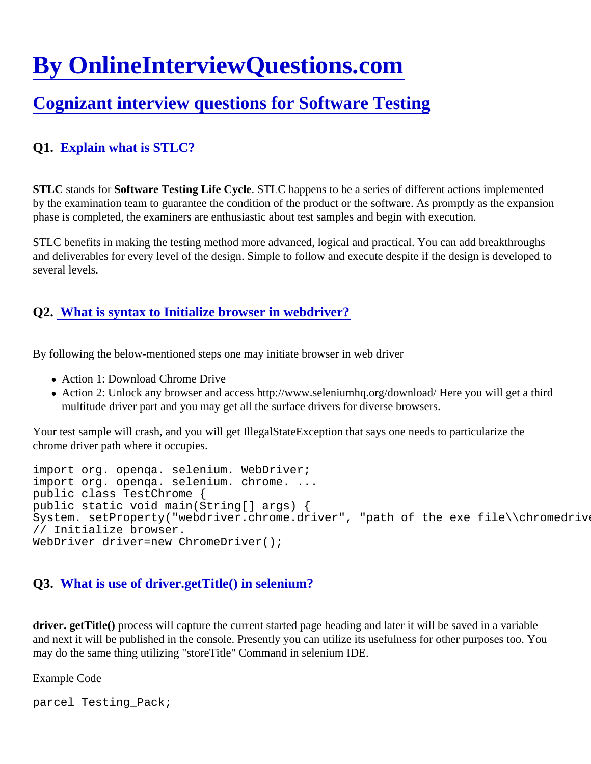# By OnlineInterviewQuestions.com

## Cognizant interview questions for Software Testing

### Q1. Explain what is STLC?

**STLC** stands for **Software Testing Life Cycle**. STLC happens to be a series of different actions implemented by the examination team to guarantee the condition of the product or the software. As promptly as the expansion phase is completed, the examiners are enthusiastic about test samples and begin with execution.

STLC benefits in making the testing method more advanced, logical and practical. You can add breakthroughs and deliverables for every level of the design. Simple to follow and execute despite if the design is developed to several levels.

### Q2. What is syntax to Initialize browser in webdriver?

By following the below-mentioned steps one may initiate browser in web driver

- Action 1: Download Chrome Drive
- Action 2: Unlock any browser and access http://www.seleniumhq.org/download/ Here you will get a third multitude driver part and you may get all the surface drivers for diverse browsers.

Your test sample will crash, and you will get IllegalStateException that says one needs to particularize the chrome driver path where it occupies.

```
import org. openqa. selenium. WebDriver;
import org. openqa. selenium. chrome. ...
public class TestChrome {
public static void main(String[] args) {
System. setProperty("webdriver.chrome.driver", "path of the exe file\\chromedrive
// Initialize browser.
WebDriver driver=new ChromeDriver();
```

### Q3. What is use of driver.getTitle() in selenium?

**driver. getTitle()** process will capture the current started page heading and later it will be saved in a variable and next it will be published in the console. Presently you can utilize its usefulness for other purposes too. You may do the same thing utilizing "storeTitle" Command in selenium IDE.

Example Code

```
parcel Testing_Pack;
```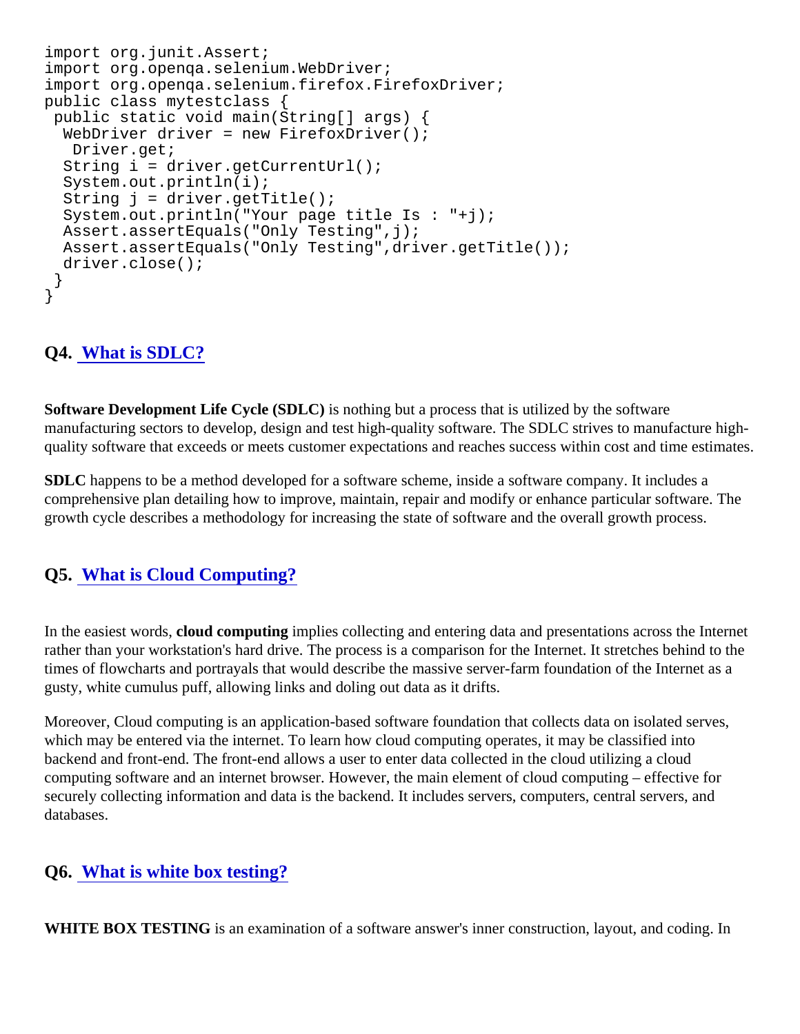```
import org.junit.Assert;
import org.openqa.selenium.WebDriver;
import org.openqa.selenium.firefox.FirefoxDriver;
public class mytestclass {
 public static void main(String[] args) {
  WebDriver driver = new FirefoxDriver();
   Driver.get;
  String i = driver.getCurrentUrl();
  System.out.println(i);
  String j = driver.getTitle();
  System.out.println("Your page title Is : "+j);
  Assert.assertEquals("Only Testing",j);
  Assert.assertEquals("Only Testing",driver.getTitle());
  driver.close();
 }
}
```

## Q4. What is SDLC?

**Software Development Life Cycle (SDLC)** is nothing but a process that is utilized by the software manufacturing sectors to develop, design and test high-quality software. The SDLC strives to manufacture high-quality software that exceeds or meets customer expectations and reaches success within cost and time estimates.

**SDLC** happens to be a method developed for a software scheme, inside a software company. It includes a comprehensive plan detailing how to improve, maintain, repair and modify or enhance particular software. The growth cycle describes a methodology for increasing the state of software and the overall growth process.

## Q5. What is Cloud Computing?

In the easiest words, **cloud computing** implies collecting and entering data and presentations across the Internet rather than your workstation's hard drive. The process is a comparison for the Internet. It stretches behind to the times of flowcharts and portrayals that would describe the massive server-farm foundation of the Internet as a gusty, white cumulus puff, allowing links and doling out data as it drifts.

Moreover, Cloud computing is an application-based software foundation that collects data on isolated serves, which may be entered via the internet. To learn how cloud computing operates, it may be classified into backend and front-end. The front-end allows a user to enter data collected in the cloud utilizing a cloud computing software and an internet browser. However, the main element of cloud computing – effective for securely collecting information and data is the backend. It includes servers, computers, central servers, and databases.

## Q6. What is white box testing?

**WHITE BOX TESTING** is an examination of a software answer's inner construction, layout, and coding. In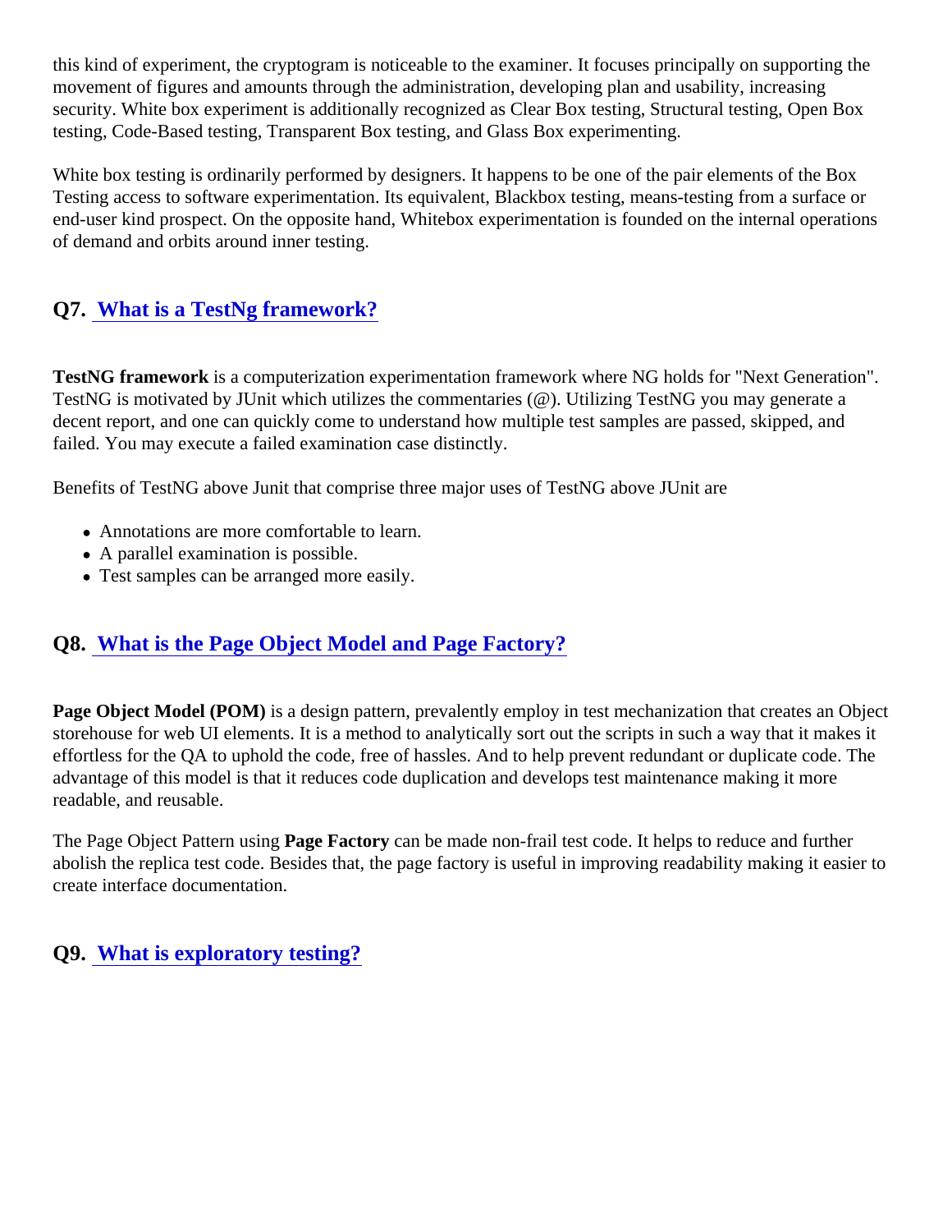this kind of experiment, the cryptogram is noticeable to the examiner. It focuses principally on supporting the movement of figures and amounts through the administration, developing plan and usability, increasing security. White box experiment is additionally recognized as Clear Box testing, Structural testing, Open Box testing, Code-Based testing, Transparent Box testing, and Glass Box experimenting.

White box testing is ordinarily performed by designers. It happens to be one of the pair elements of the Box Testing access to software experimentation. Its equivalent, Blackbox testing, means-testing from a surface or end-user kind prospect. On the opposite hand, Whitebox experimentation is founded on the internal operations of demand and orbits around inner testing.

## Q7. What is a TestNg framework?

**TestNG framework** is a computerization experimentation framework where NG holds for "Next Generation". TestNG is motivated by JUnit which utilizes the commentaries (@). Utilizing TestNG you may generate a decent report, and one can quickly come to understand how multiple test samples are passed, skipped, and failed. You may execute a failed examination case distinctly.

Benefits of TestNG above Junit that comprise three major uses of TestNG above JUnit are

- Annotations are more comfortable to learn.
- A parallel examination is possible.
- Test samples can be arranged more easily.

## Q8. What is the Page Object Model and Page Factory?

**Page Object Model (POM)** is a design pattern, prevalently employ in test mechanization that creates an Object storehouse for web UI elements. It is a method to analytically sort out the scripts in such a way that it makes it effortless for the QA to uphold the code, free of hassles. And to help prevent redundant or duplicate code. The advantage of this model is that it reduces code duplication and develops test maintenance making it more readable, and reusable.

The Page Object Pattern using **Page Factory** can be made non-frail test code. It helps to reduce and further abolish the replica test code. Besides that, the page factory is useful in improving readability making it easier to create interface documentation.

## Q9. What is exploratory testing?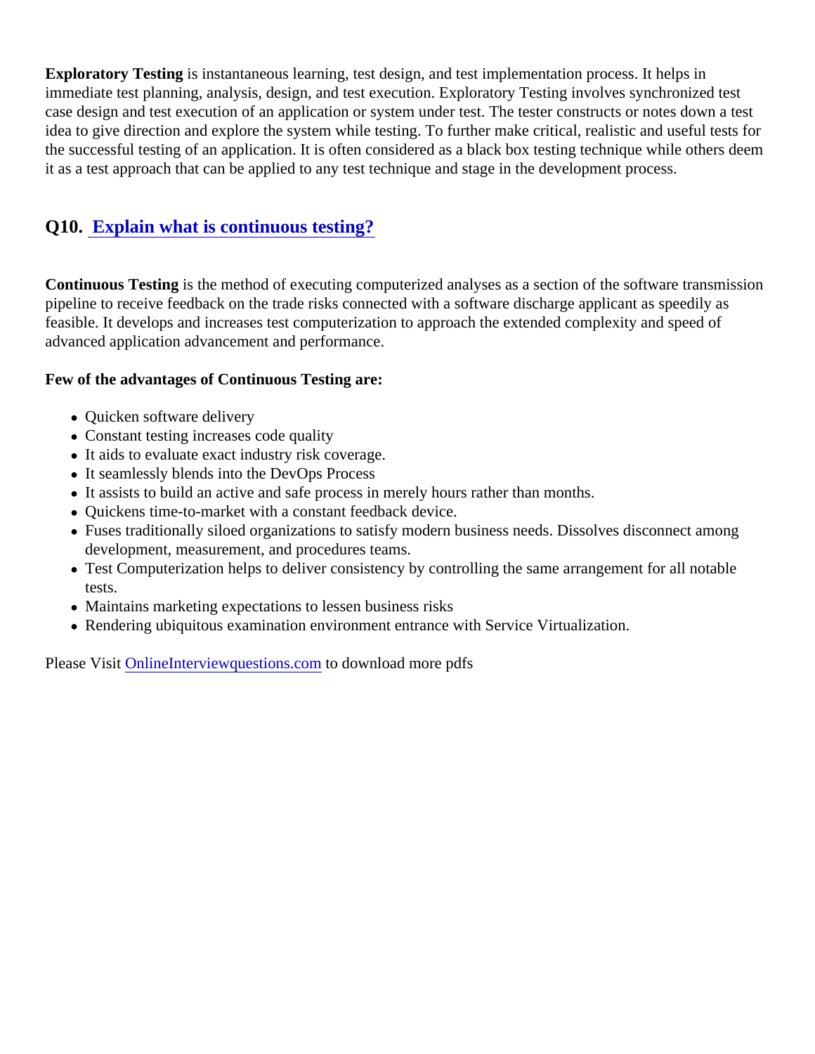**Exploratory Testing** is instantaneous learning, test design, and test implementation process. It helps in immediate test planning, analysis, design, and test execution. Exploratory Testing involves synchronized test case design and test execution of an application or system under test. The tester constructs or notes down a test idea to give direction and explore the system while testing. To further make critical, realistic and useful tests for the successful testing of an application. It is often considered as a black box testing technique while others deem it as a test approach that can be applied to any test technique and stage in the development process.

## Q10. Explain what is continuous testing?

**Continuous Testing** is the method of executing computerized analyses as a section of the software transmission pipeline to receive feedback on the trade risks connected with a software discharge applicant as speedily as feasible. It develops and increases test computerization to approach the extended complexity and speed of advanced application advancement and performance.

**Few of the advantages of Continuous Testing are:**

- Quicken software delivery
- Constant testing increases code quality
- It aids to evaluate exact industry risk coverage.
- It seamlessly blends into the DevOps Process
- It assists to build an active and safe process in merely hours rather than months.
- Quickens time-to-market with a constant feedback device.
- Fuses traditionally siloed organizations to satisfy modern business needs. Dissolves disconnect among development, measurement, and procedures teams.
- Test Computerization helps to deliver consistency by controlling the same arrangement for all notable tests.
- Maintains marketing expectations to lessen business risks
- Rendering ubiquitous examination environment entrance with Service Virtualization.

Please Visit OnlineInterviewquestions.com to download more pdfs